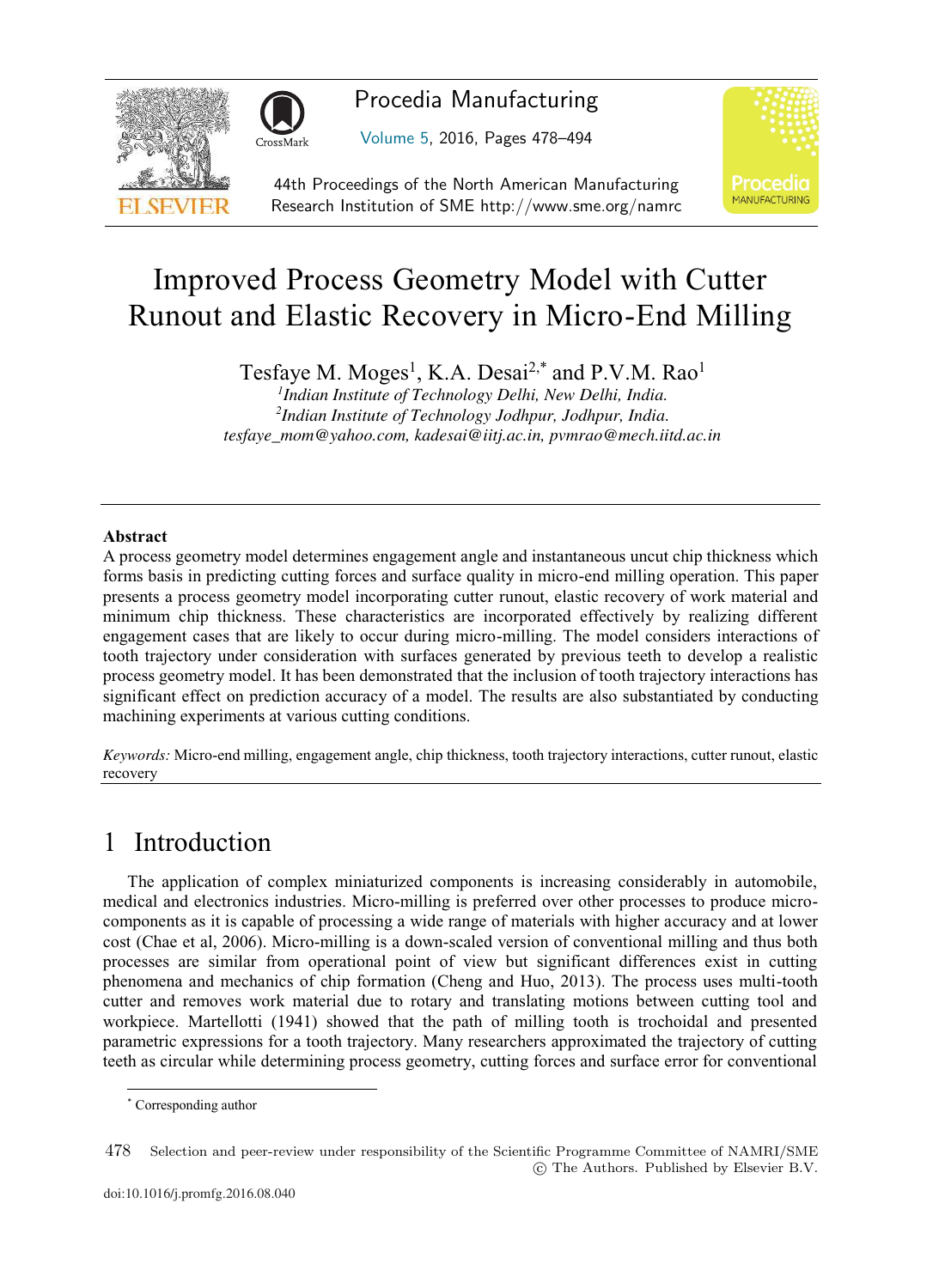# Improved Process Geometry Model with Cutter Runout and Elastic Recovery in Micro-End Milling

Tesfaye M. Moges[1], K.A. Desai[2,*] and P.V.M. Rao[1]

[1]*Indian Institute of Technology Delhi, New Delhi, India.*
[2]*Indian Institute of Technology Jodhpur, Jodhpur, India.*
*tesfaye_mom@yahoo.com, kadesai@iitj.ac.in, pvmrao@mech.iitd.ac.in*

---

### Abstract

A process geometry model determines engagement angle and instantaneous uncut chip thickness which forms basis in predicting cutting forces and surface quality in micro-end milling operation. This paper presents a process geometry model incorporating cutter runout, elastic recovery of work material and minimum chip thickness. These characteristics are incorporated effectively by realizing different engagement cases that are likely to occur during micro-milling. The model considers interactions of tooth trajectory under consideration with surfaces generated by previous teeth to develop a realistic process geometry model. It has been demonstrated that the inclusion of tooth trajectory interactions has significant effect on prediction accuracy of a model. The results are also substantiated by conducting machining experiments at various cutting conditions.

*Keywords:* Micro-end milling, engagement angle, chip thickness, tooth trajectory interactions, cutter runout, elastic recovery

---

## 1 Introduction

The application of complex miniaturized components is increasing considerably in automobile, medical and electronics industries. Micro-milling is preferred over other processes to produce micro-components as it is capable of processing a wide range of materials with higher accuracy and at lower cost (Chae et al, 2006). Micro-milling is a down-scaled version of conventional milling and thus both processes are similar from operational point of view but significant differences exist in cutting phenomena and mechanics of chip formation (Cheng and Huo, 2013). The process uses multi-tooth cutter and removes work material due to rotary and translating motions between cutting tool and workpiece. Martellotti (1941) showed that the path of milling tooth is trochoidal and presented parametric expressions for a tooth trajectory. Many researchers approximated the trajectory of cutting teeth as circular while determining process geometry, cutting forces and surface error for conventional

* Corresponding author

Selection and peer-review under responsibility of the Scientific Programme Committee of NAMRI/SME
© The Authors. Published by Elsevier B.V.

doi:10.1016/j.promfg.2016.08.040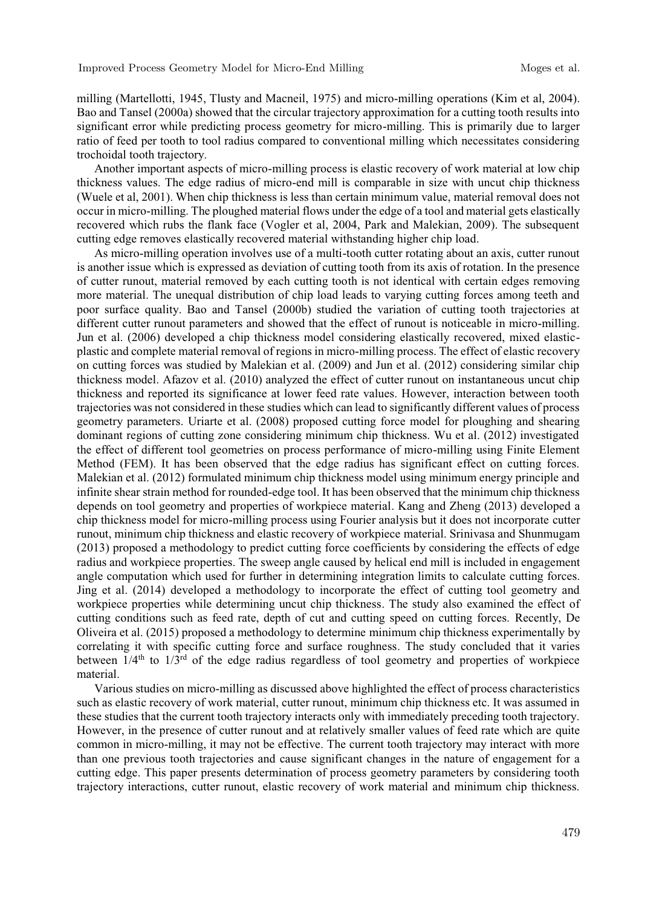milling (Martellotti, 1945, Tlusty and Macneil, 1975) and micro-milling operations (Kim et al, 2004). Bao and Tansel (2000a) showed that the circular trajectory approximation for a cutting tooth results into significant error while predicting process geometry for micro-milling. This is primarily due to larger ratio of feed per tooth to tool radius compared to conventional milling which necessitates considering trochoidal tooth trajectory.

Another important aspects of micro-milling process is elastic recovery of work material at low chip thickness values. The edge radius of micro-end mill is comparable in size with uncut chip thickness (Wuele et al, 2001). When chip thickness is less than certain minimum value, material removal does not occur in micro-milling. The ploughed material flows under the edge of a tool and material gets elastically recovered which rubs the flank face (Vogler et al, 2004, Park and Malekian, 2009). The subsequent cutting edge removes elastically recovered material withstanding higher chip load.

As micro-milling operation involves use of a multi-tooth cutter rotating about an axis, cutter runout is another issue which is expressed as deviation of cutting tooth from its axis of rotation. In the presence of cutter runout, material removed by each cutting tooth is not identical with certain edges removing more material. The unequal distribution of chip load leads to varying cutting forces among teeth and poor surface quality. Bao and Tansel (2000b) studied the variation of cutting tooth trajectories at different cutter runout parameters and showed that the effect of runout is noticeable in micro-milling. Jun et al. (2006) developed a chip thickness model considering elastically recovered, mixed elastic-plastic and complete material removal of regions in micro-milling process. The effect of elastic recovery on cutting forces was studied by Malekian et al. (2009) and Jun et al. (2012) considering similar chip thickness model. Afazov et al. (2010) analyzed the effect of cutter runout on instantaneous uncut chip thickness and reported its significance at lower feed rate values. However, interaction between tooth trajectories was not considered in these studies which can lead to significantly different values of process geometry parameters. Uriarte et al. (2008) proposed cutting force model for ploughing and shearing dominant regions of cutting zone considering minimum chip thickness. Wu et al. (2012) investigated the effect of different tool geometries on process performance of micro-milling using Finite Element Method (FEM). It has been observed that the edge radius has significant effect on cutting forces. Malekian et al. (2012) formulated minimum chip thickness model using minimum energy principle and infinite shear strain method for rounded-edge tool. It has been observed that the minimum chip thickness depends on tool geometry and properties of workpiece material. Kang and Zheng (2013) developed a chip thickness model for micro-milling process using Fourier analysis but it does not incorporate cutter runout, minimum chip thickness and elastic recovery of workpiece material. Srinivasa and Shunmugam (2013) proposed a methodology to predict cutting force coefficients by considering the effects of edge radius and workpiece properties. The sweep angle caused by helical end mill is included in engagement angle computation which used for further in determining integration limits to calculate cutting forces. Jing et al. (2014) developed a methodology to incorporate the effect of cutting tool geometry and workpiece properties while determining uncut chip thickness. The study also examined the effect of cutting conditions such as feed rate, depth of cut and cutting speed on cutting forces. Recently, De Oliveira et al. (2015) proposed a methodology to determine minimum chip thickness experimentally by correlating it with specific cutting force and surface roughness. The study concluded that it varies between 1/4th to 1/3rd of the edge radius regardless of tool geometry and properties of workpiece material.

Various studies on micro-milling as discussed above highlighted the effect of process characteristics such as elastic recovery of work material, cutter runout, minimum chip thickness etc. It was assumed in these studies that the current tooth trajectory interacts only with immediately preceding tooth trajectory. However, in the presence of cutter runout and at relatively smaller values of feed rate which are quite common in micro-milling, it may not be effective. The current tooth trajectory may interact with more than one previous tooth trajectories and cause significant changes in the nature of engagement for a cutting edge. This paper presents determination of process geometry parameters by considering tooth trajectory interactions, cutter runout, elastic recovery of work material and minimum chip thickness.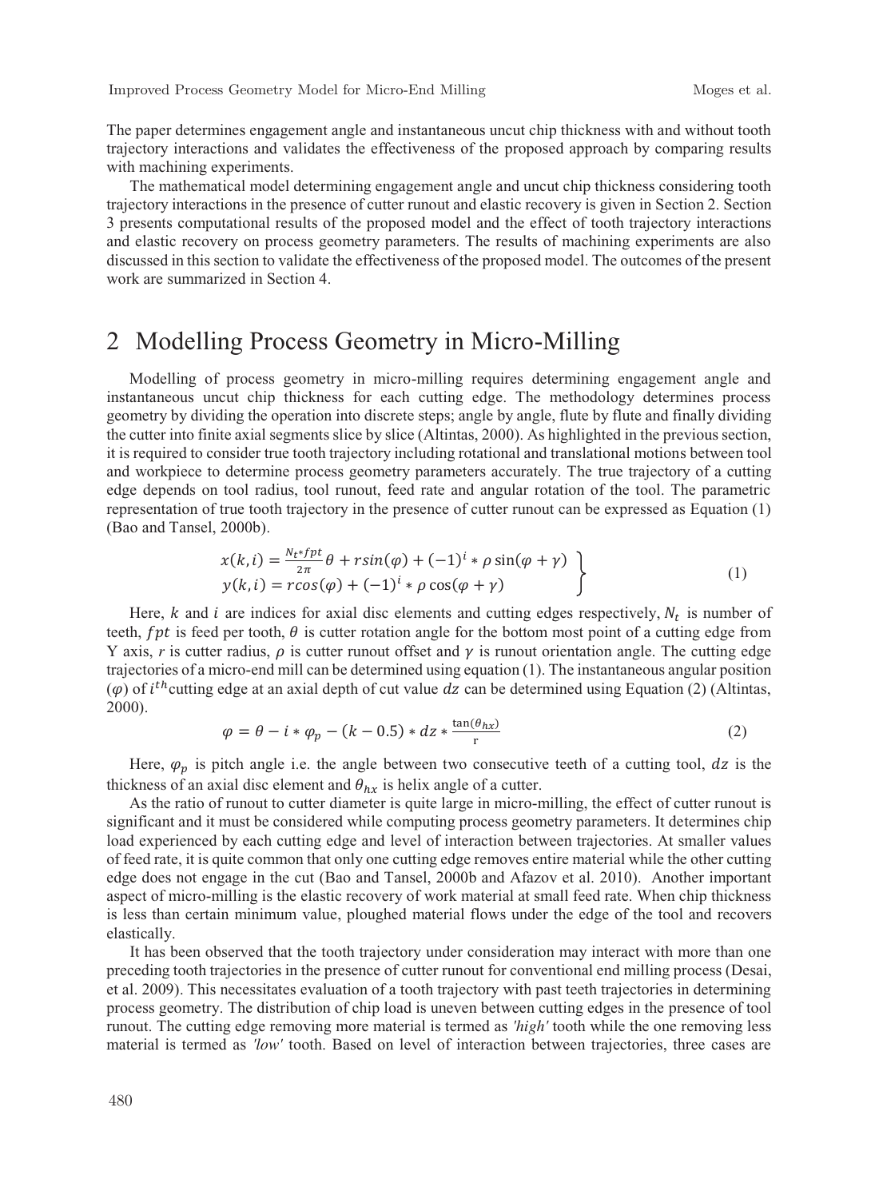The paper determines engagement angle and instantaneous uncut chip thickness with and without tooth trajectory interactions and validates the effectiveness of the proposed approach by comparing results with machining experiments.

The mathematical model determining engagement angle and uncut chip thickness considering tooth trajectory interactions in the presence of cutter runout and elastic recovery is given in Section 2. Section 3 presents computational results of the proposed model and the effect of tooth trajectory interactions and elastic recovery on process geometry parameters. The results of machining experiments are also discussed in this section to validate the effectiveness of the proposed model. The outcomes of the present work are summarized in Section 4.

# 2 Modelling Process Geometry in Micro-Milling

Modelling of process geometry in micro-milling requires determining engagement angle and instantaneous uncut chip thickness for each cutting edge. The methodology determines process geometry by dividing the operation into discrete steps; angle by angle, flute by flute and finally dividing the cutter into finite axial segments slice by slice (Altintas, 2000). As highlighted in the previous section, it is required to consider true tooth trajectory including rotational and translational motions between tool and workpiece to determine process geometry parameters accurately. The true trajectory of a cutting edge depends on tool radius, tool runout, feed rate and angular rotation of the tool. The parametric representation of true tooth trajectory in the presence of cutter runout can be expressed as Equation (1) (Bao and Tansel, 2000b).

$$\left.\begin{aligned} x(k,i) &= \frac{N_t * fpt}{2\pi}\theta + r\sin(\varphi) + (-1)^i * \rho\sin(\varphi+\gamma) \\ y(k,i) &= r\cos(\varphi) + (-1)^i * \rho\cos(\varphi+\gamma) \end{aligned}\right\} \tag{1}$$

Here, $k$ and $i$ are indices for axial disc elements and cutting edges respectively, $N_t$ is number of teeth, $fpt$ is feed per tooth, $\theta$ is cutter rotation angle for the bottom most point of a cutting edge from Y axis, $r$ is cutter radius, $\rho$ is cutter runout offset and $\gamma$ is runout orientation angle. The cutting edge trajectories of a micro-end mill can be determined using equation (1). The instantaneous angular position ($\varphi$) of $i^{th}$ cutting edge at an axial depth of cut value $dz$ can be determined using Equation (2) (Altintas, 2000).

$$\varphi = \theta - i * \varphi_p - (k - 0.5) * dz * \frac{\tan(\theta_{hx})}{r} \tag{2}$$

Here, $\varphi_p$ is pitch angle i.e. the angle between two consecutive teeth of a cutting tool, $dz$ is the thickness of an axial disc element and $\theta_{hx}$ is helix angle of a cutter.

As the ratio of runout to cutter diameter is quite large in micro-milling, the effect of cutter runout is significant and it must be considered while computing process geometry parameters. It determines chip load experienced by each cutting edge and level of interaction between trajectories. At smaller values of feed rate, it is quite common that only one cutting edge removes entire material while the other cutting edge does not engage in the cut (Bao and Tansel, 2000b and Afazov et al. 2010). Another important aspect of micro-milling is the elastic recovery of work material at small feed rate. When chip thickness is less than certain minimum value, ploughed material flows under the edge of the tool and recovers elastically.

It has been observed that the tooth trajectory under consideration may interact with more than one preceding tooth trajectories in the presence of cutter runout for conventional end milling process (Desai, et al. 2009). This necessitates evaluation of a tooth trajectory with past teeth trajectories in determining process geometry. The distribution of chip load is uneven between cutting edges in the presence of tool runout. The cutting edge removing more material is termed as *'high'* tooth while the one removing less material is termed as *'low'* tooth. Based on level of interaction between trajectories, three cases are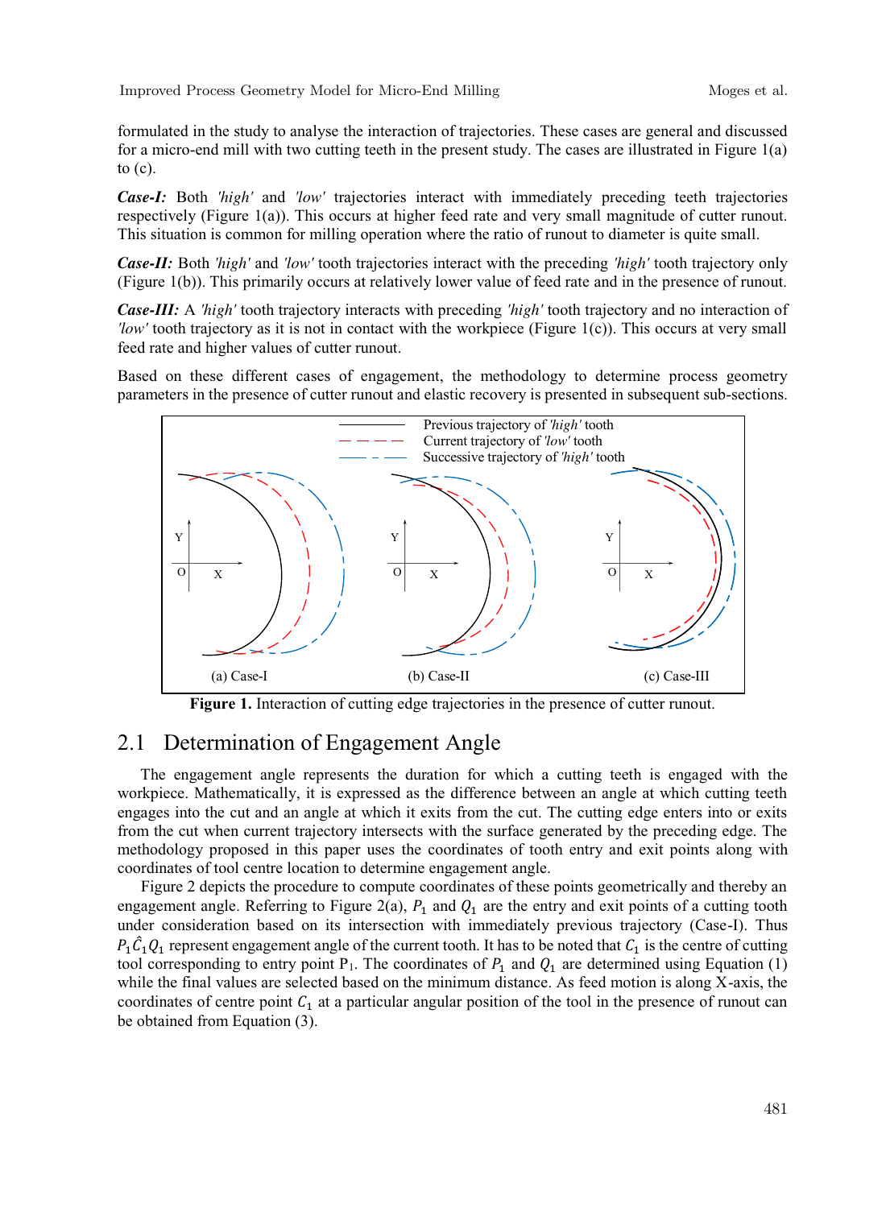formulated in the study to analyse the interaction of trajectories. These cases are general and discussed for a micro-end mill with two cutting teeth in the present study. The cases are illustrated in Figure 1(a) to (c).

***Case-I:*** Both *'high'* and *'low'* trajectories interact with immediately preceding teeth trajectories respectively (Figure 1(a)). This occurs at higher feed rate and very small magnitude of cutter runout. This situation is common for milling operation where the ratio of runout to diameter is quite small.

***Case-II:*** Both *'high'* and *'low'* tooth trajectories interact with the preceding *'high'* tooth trajectory only (Figure 1(b)). This primarily occurs at relatively lower value of feed rate and in the presence of runout.

***Case-III:*** A *'high'* tooth trajectory interacts with preceding *'high'* tooth trajectory and no interaction of *'low'* tooth trajectory as it is not in contact with the workpiece (Figure 1(c)). This occurs at very small feed rate and higher values of cutter runout.

Based on these different cases of engagement, the methodology to determine process geometry parameters in the presence of cutter runout and elastic recovery is presented in subsequent sub-sections.

**Figure 1.** Interaction of cutting edge trajectories in the presence of cutter runout.

## 2.1 Determination of Engagement Angle

The engagement angle represents the duration for which a cutting teeth is engaged with the workpiece. Mathematically, it is expressed as the difference between an angle at which cutting teeth engages into the cut and an angle at which it exits from the cut. The cutting edge enters into or exits from the cut when current trajectory intersects with the surface generated by the preceding edge. The methodology proposed in this paper uses the coordinates of tooth entry and exit points along with coordinates of tool centre location to determine engagement angle.

Figure 2 depicts the procedure to compute coordinates of these points geometrically and thereby an engagement angle. Referring to Figure 2(a), $P_1$ and $Q_1$ are the entry and exit points of a cutting tooth under consideration based on its intersection with immediately previous trajectory (Case-I). Thus $P_1\hat{C}_1Q_1$ represent engagement angle of the current tooth. It has to be noted that $C_1$ is the centre of cutting tool corresponding to entry point $P_1$. The coordinates of $P_1$ and $Q_1$ are determined using Equation (1) while the final values are selected based on the minimum distance. As feed motion is along X-axis, the coordinates of centre point $C_1$ at a particular angular position of the tool in the presence of runout can be obtained from Equation (3).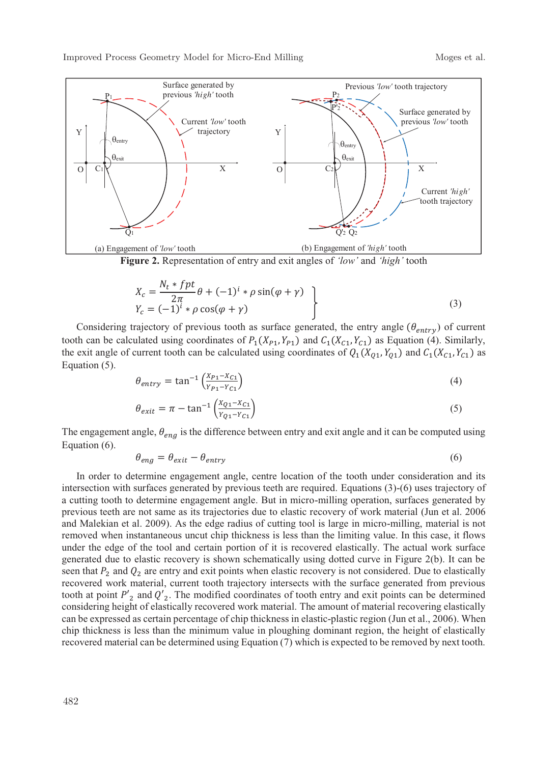Figure 2. Representation of entry and exit angles of *'low'* and *'high'* tooth

$$
\left.\begin{aligned}
X_c &= \frac{N_t * fpt}{2\pi}\theta + (-1)^i * \rho \sin(\varphi + \gamma) \\
Y_c &= (-1)^i * \rho \cos(\varphi + \gamma)
\end{aligned}\right\} \tag{3}
$$

Considering trajectory of previous tooth as surface generated, the entry angle ($\theta_{entry}$) of current tooth can be calculated using coordinates of $P_1(X_{P1}, Y_{P1})$ and $C_1(X_{C1}, Y_{C1})$ as Equation (4). Similarly, the exit angle of current tooth can be calculated using coordinates of $Q_1(X_{Q1}, Y_{Q1})$ and $C_1(X_{C1}, Y_{C1})$ as Equation (5).

$$
\theta_{entry} = \tan^{-1}\left(\frac{X_{P1} - X_{C1}}{Y_{P1} - Y_{C1}}\right) \tag{4}
$$

$$
\theta_{exit} = \pi - \tan^{-1}\left(\frac{X_{Q1} - X_{C1}}{Y_{Q1} - Y_{C1}}\right) \tag{5}
$$

The engagement angle, $\theta_{eng}$ is the difference between entry and exit angle and it can be computed using Equation (6).

$$
\theta_{eng} = \theta_{exit} - \theta_{entry} \tag{6}
$$

In order to determine engagement angle, centre location of the tooth under consideration and its intersection with surfaces generated by previous teeth are required. Equations (3)-(6) uses trajectory of a cutting tooth to determine engagement angle. But in micro-milling operation, surfaces generated by previous teeth are not same as its trajectories due to elastic recovery of work material (Jun et al. 2006 and Malekian et al. 2009). As the edge radius of cutting tool is large in micro-milling, material is not removed when instantaneous uncut chip thickness is less than the limiting value. In this case, it flows under the edge of the tool and certain portion of it is recovered elastically. The actual work surface generated due to elastic recovery is shown schematically using dotted curve in Figure 2(b). It can be seen that $P_2$ and $Q_2$ are entry and exit points when elastic recovery is not considered. Due to elastically recovered work material, current tooth trajectory intersects with the surface generated from previous tooth at point $P'_2$ and $Q'_2$. The modified coordinates of tooth entry and exit points can be determined considering height of elastically recovered work material. The amount of material recovering elastically can be expressed as certain percentage of chip thickness in elastic-plastic region (Jun et al., 2006). When chip thickness is less than the minimum value in ploughing dominant region, the height of elastically recovered material can be determined using Equation (7) which is expected to be removed by next tooth.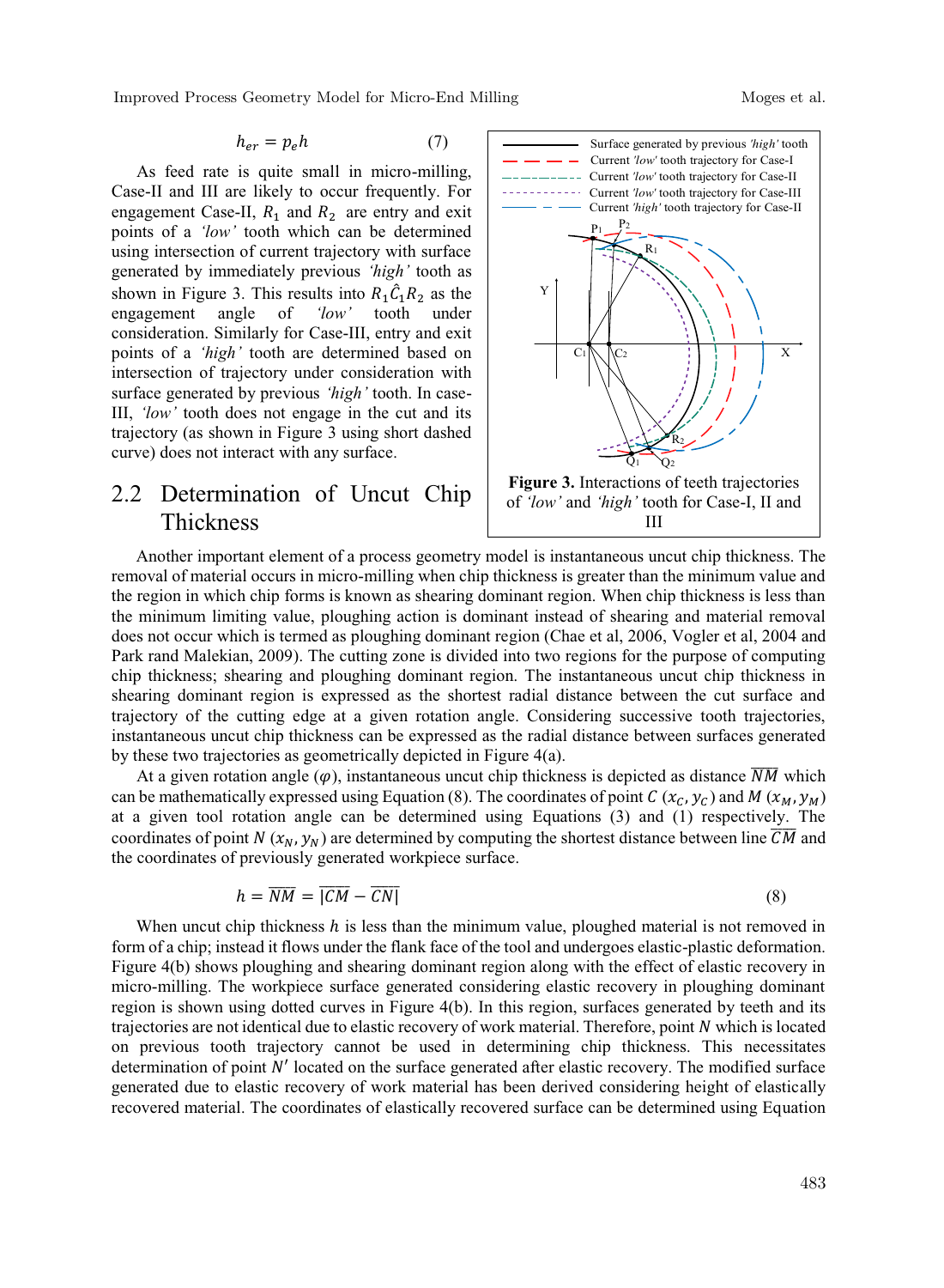$$h_{er} = p_e h \tag{7}$$

As feed rate is quite small in micro-milling, Case-II and III are likely to occur frequently. For engagement Case-II, $R_1$ and $R_2$ are entry and exit points of a *'low'* tooth which can be determined using intersection of current trajectory with surface generated by immediately previous *'high'* tooth as shown in Figure 3. This results into $R_1\hat{C}_1R_2$ as the engagement angle of *'low'* tooth under consideration. Similarly for Case-III, entry and exit points of a *'high'* tooth are determined based on intersection of trajectory under consideration with surface generated by previous *'high'* tooth. In case-III, *'low'* tooth does not engage in the cut and its trajectory (as shown in Figure 3 using short dashed curve) does not interact with any surface.

**Figure 3.** Interactions of teeth trajectories of *'low'* and *'high'* tooth for Case-I, II and III

## 2.2 Determination of Uncut Chip Thickness

Another important element of a process geometry model is instantaneous uncut chip thickness. The removal of material occurs in micro-milling when chip thickness is greater than the minimum value and the region in which chip forms is known as shearing dominant region. When chip thickness is less than the minimum limiting value, ploughing action is dominant instead of shearing and material removal does not occur which is termed as ploughing dominant region (Chae et al, 2006, Vogler et al, 2004 and Park rand Malekian, 2009). The cutting zone is divided into two regions for the purpose of computing chip thickness; shearing and ploughing dominant region. The instantaneous uncut chip thickness in shearing dominant region is expressed as the shortest radial distance between the cut surface and trajectory of the cutting edge at a given rotation angle. Considering successive tooth trajectories, instantaneous uncut chip thickness can be expressed as the radial distance between surfaces generated by these two trajectories as geometrically depicted in Figure 4(a).

At a given rotation angle ($\varphi$), instantaneous uncut chip thickness is depicted as distance $\overline{NM}$ which can be mathematically expressed using Equation (8). The coordinates of point $C$ $(x_C, y_C)$ and $M$ $(x_M, y_M)$ at a given tool rotation angle can be determined using Equations (3) and (1) respectively. The coordinates of point $N$ $(x_N, y_N)$ are determined by computing the shortest distance between line $\overline{CM}$ and the coordinates of previously generated workpiece surface.

$$h = \overline{NM} = \overline{|CM} - \overline{CN|} \tag{8}$$

When uncut chip thickness $h$ is less than the minimum value, ploughed material is not removed in form of a chip; instead it flows under the flank face of the tool and undergoes elastic-plastic deformation. Figure 4(b) shows ploughing and shearing dominant region along with the effect of elastic recovery in micro-milling. The workpiece surface generated considering elastic recovery in ploughing dominant region is shown using dotted curves in Figure 4(b). In this region, surfaces generated by teeth and its trajectories are not identical due to elastic recovery of work material. Therefore, point $N$ which is located on previous tooth trajectory cannot be used in determining chip thickness. This necessitates determination of point $N'$ located on the surface generated after elastic recovery. The modified surface generated due to elastic recovery of work material has been derived considering height of elastically recovered material. The coordinates of elastically recovered surface can be determined using Equation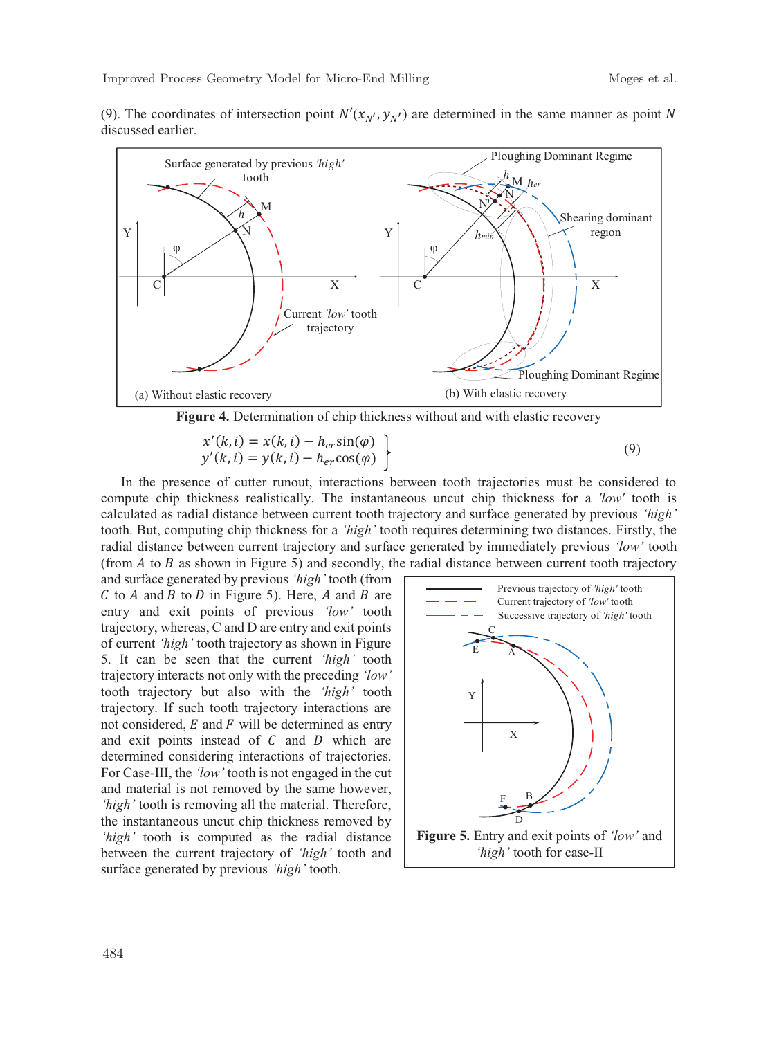(9). The coordinates of intersection point $N'(x_{N'}, y_{N'})$ are determined in the same manner as point $N$ discussed earlier.

**Figure 4.** Determination of chip thickness without and with elastic recovery

$$
\left.
\begin{aligned}
x'(k,i) &= x(k,i) - h_{er}\sin(\varphi) \\
y'(k,i) &= y(k,i) - h_{er}\cos(\varphi)
\end{aligned}
\right\} \tag{9}
$$

In the presence of cutter runout, interactions between tooth trajectories must be considered to compute chip thickness realistically. The instantaneous uncut chip thickness for a *'low'* tooth is calculated as radial distance between current tooth trajectory and surface generated by previous *'high'* tooth. But, computing chip thickness for a *'high'* tooth requires determining two distances. Firstly, the radial distance between current trajectory and surface generated by immediately previous *'low'* tooth (from $A$ to $B$ as shown in Figure 5) and secondly, the radial distance between current tooth trajectory and surface generated by previous *'high'* tooth (from $C$ to $A$ and $B$ to $D$ in Figure 5). Here, $A$ and $B$ are entry and exit points of previous *'low'* tooth trajectory, whereas, C and D are entry and exit points of current *'high'* tooth trajectory as shown in Figure 5. It can be seen that the current *'high'* tooth trajectory interacts not only with the preceding *'low'* tooth trajectory but also with the *'high'* tooth trajectory. If such tooth trajectory interactions are not considered, $E$ and $F$ will be determined as entry and exit points instead of $C$ and $D$ which are determined considering interactions of trajectories. For Case-III, the *'low'* tooth is not engaged in the cut and material is not removed by the same however, *'high'* tooth is removing all the material. Therefore, the instantaneous uncut chip thickness removed by *'high'* tooth is computed as the radial distance between the current trajectory of *'high'* tooth and surface generated by previous *'high'* tooth.

**Figure 5.** Entry and exit points of *'low'* and *'high'* tooth for case-II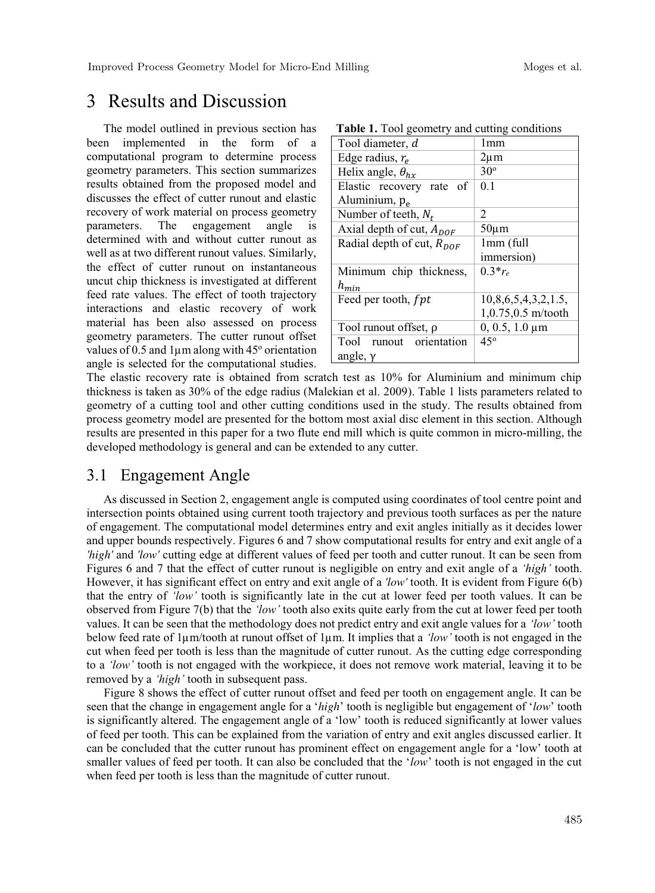# 3 Results and Discussion

The model outlined in previous section has been implemented in the form of a computational program to determine process geometry parameters. This section summarizes results obtained from the proposed model and discusses the effect of cutter runout and elastic recovery of work material on process geometry parameters. The engagement angle is determined with and without cutter runout as well as at two different runout values. Similarly, the effect of cutter runout on instantaneous uncut chip thickness is investigated at different feed rate values. The effect of tooth trajectory interactions and elastic recovery of work material has been also assessed on process geometry parameters. The cutter runout offset values of 0.5 and 1μm along with 45$^o$ orientation angle is selected for the computational studies. The elastic recovery rate is obtained from scratch test as 10% for Aluminium and minimum chip thickness is taken as 30% of the edge radius (Malekian et al. 2009). Table 1 lists parameters related to geometry of a cutting tool and other cutting conditions used in the study. The results obtained from process geometry model are presented for the bottom most axial disc element in this section. Although results are presented in this paper for a two flute end mill which is quite common in micro-milling, the developed methodology is general and can be extended to any cutter.

**Table 1.** Tool geometry and cutting conditions

| Parameter | Value |
|---|---|
| Tool diameter, $d$ | 1mm |
| Edge radius, $r_e$ | 2μm |
| Helix angle, $\theta_{hx}$ | 30$^o$ |
| Elastic recovery rate of Aluminium, $p_e$ | 0.1 |
| Number of teeth, $N_t$ | 2 |
| Axial depth of cut, $A_{DOF}$ | 50μm |
| Radial depth of cut, $R_{DOF}$ | 1mm (full immersion) |
| Minimum chip thickness, $h_{min}$ | 0.3*$r_e$ |
| Feed per tooth, $fpt$ | 10,8,6,5,4,3,2,1.5, 1,0.75,0.5 m/tooth |
| Tool runout offset, ρ | 0, 0.5, 1.0 μm |
| Tool runout orientation angle, γ | 45$^o$ |

## 3.1 Engagement Angle

As discussed in Section 2, engagement angle is computed using coordinates of tool centre point and intersection points obtained using current tooth trajectory and previous tooth surfaces as per the nature of engagement. The computational model determines entry and exit angles initially as it decides lower and upper bounds respectively. Figures 6 and 7 show computational results for entry and exit angle of a *'high'* and *'low'* cutting edge at different values of feed per tooth and cutter runout. It can be seen from Figures 6 and 7 that the effect of cutter runout is negligible on entry and exit angle of a *'high'* tooth. However, it has significant effect on entry and exit angle of a *'low'* tooth. It is evident from Figure 6(b) that the entry of *'low'* tooth is significantly late in the cut at lower feed per tooth values. It can be observed from Figure 7(b) that the *'low'* tooth also exits quite early from the cut at lower feed per tooth values. It can be seen that the methodology does not predict entry and exit angle values for a *'low'* tooth below feed rate of 1μm/tooth at runout offset of 1μm. It implies that a *'low'* tooth is not engaged in the cut when feed per tooth is less than the magnitude of cutter runout. As the cutting edge corresponding to a *'low'* tooth is not engaged with the workpiece, it does not remove work material, leaving it to be removed by a *'high'* tooth in subsequent pass.

Figure 8 shows the effect of cutter runout offset and feed per tooth on engagement angle. It can be seen that the change in engagement angle for a '*high*' tooth is negligible but engagement of '*low*' tooth is significantly altered. The engagement angle of a 'low' tooth is reduced significantly at lower values of feed per tooth. This can be explained from the variation of entry and exit angles discussed earlier. It can be concluded that the cutter runout has prominent effect on engagement angle for a 'low' tooth at smaller values of feed per tooth. It can also be concluded that the '*low*' tooth is not engaged in the cut when feed per tooth is less than the magnitude of cutter runout.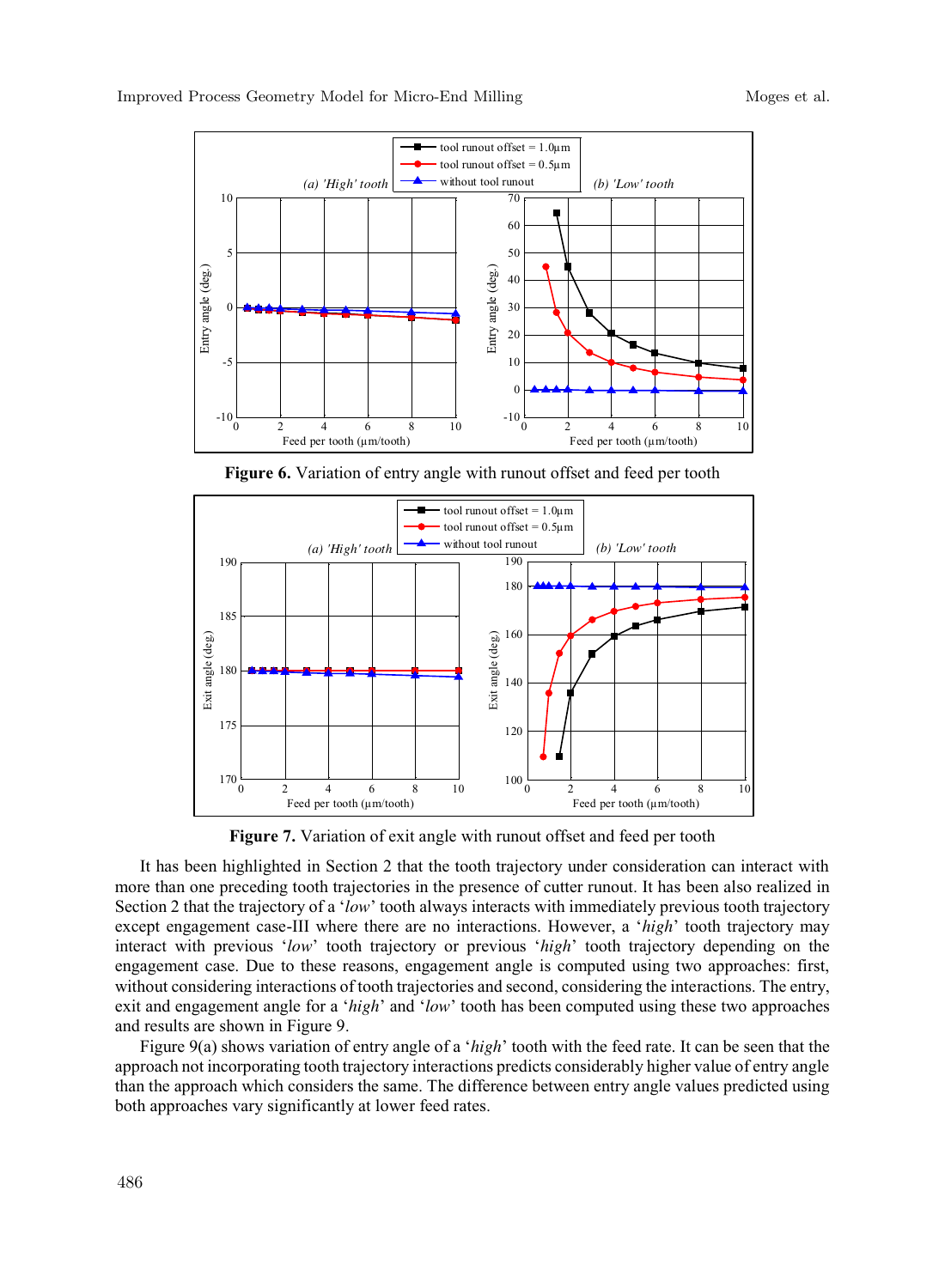**Figure 6.** Variation of entry angle with runout offset and feed per tooth

**Figure 7.** Variation of exit angle with runout offset and feed per tooth

It has been highlighted in Section 2 that the tooth trajectory under consideration can interact with more than one preceding tooth trajectories in the presence of cutter runout. It has been also realized in Section 2 that the trajectory of a '*low*' tooth always interacts with immediately previous tooth trajectory except engagement case-III where there are no interactions. However, a '*high*' tooth trajectory may interact with previous '*low*' tooth trajectory or previous '*high*' tooth trajectory depending on the engagement case. Due to these reasons, engagement angle is computed using two approaches: first, without considering interactions of tooth trajectories and second, considering the interactions. The entry, exit and engagement angle for a '*high*' and '*low*' tooth has been computed using these two approaches and results are shown in Figure 9.

Figure 9(a) shows variation of entry angle of a '*high*' tooth with the feed rate. It can be seen that the approach not incorporating tooth trajectory interactions predicts considerably higher value of entry angle than the approach which considers the same. The difference between entry angle values predicted using both approaches vary significantly at lower feed rates.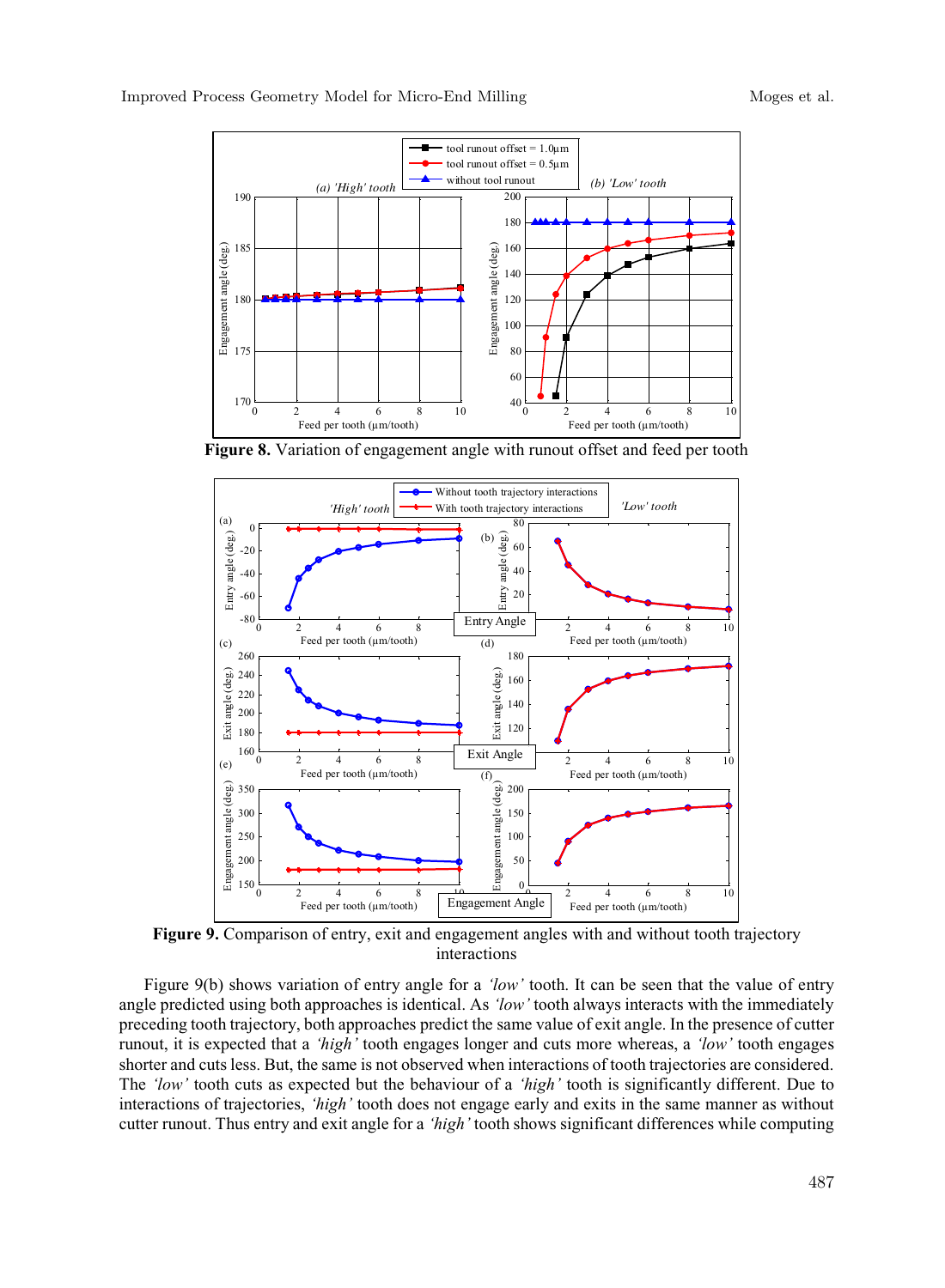**Figure 8.** Variation of engagement angle with runout offset and feed per tooth

**Figure 9.** Comparison of entry, exit and engagement angles with and without tooth trajectory interactions

Figure 9(b) shows variation of entry angle for a *'low'* tooth. It can be seen that the value of entry angle predicted using both approaches is identical. As *'low'* tooth always interacts with the immediately preceding tooth trajectory, both approaches predict the same value of exit angle. In the presence of cutter runout, it is expected that a *'high'* tooth engages longer and cuts more whereas, a *'low'* tooth engages shorter and cuts less. But, the same is not observed when interactions of tooth trajectories are considered. The *'low'* tooth cuts as expected but the behaviour of a *'high'* tooth is significantly different. Due to interactions of trajectories, *'high'* tooth does not engage early and exits in the same manner as without cutter runout. Thus entry and exit angle for a *'high'* tooth shows significant differences while computing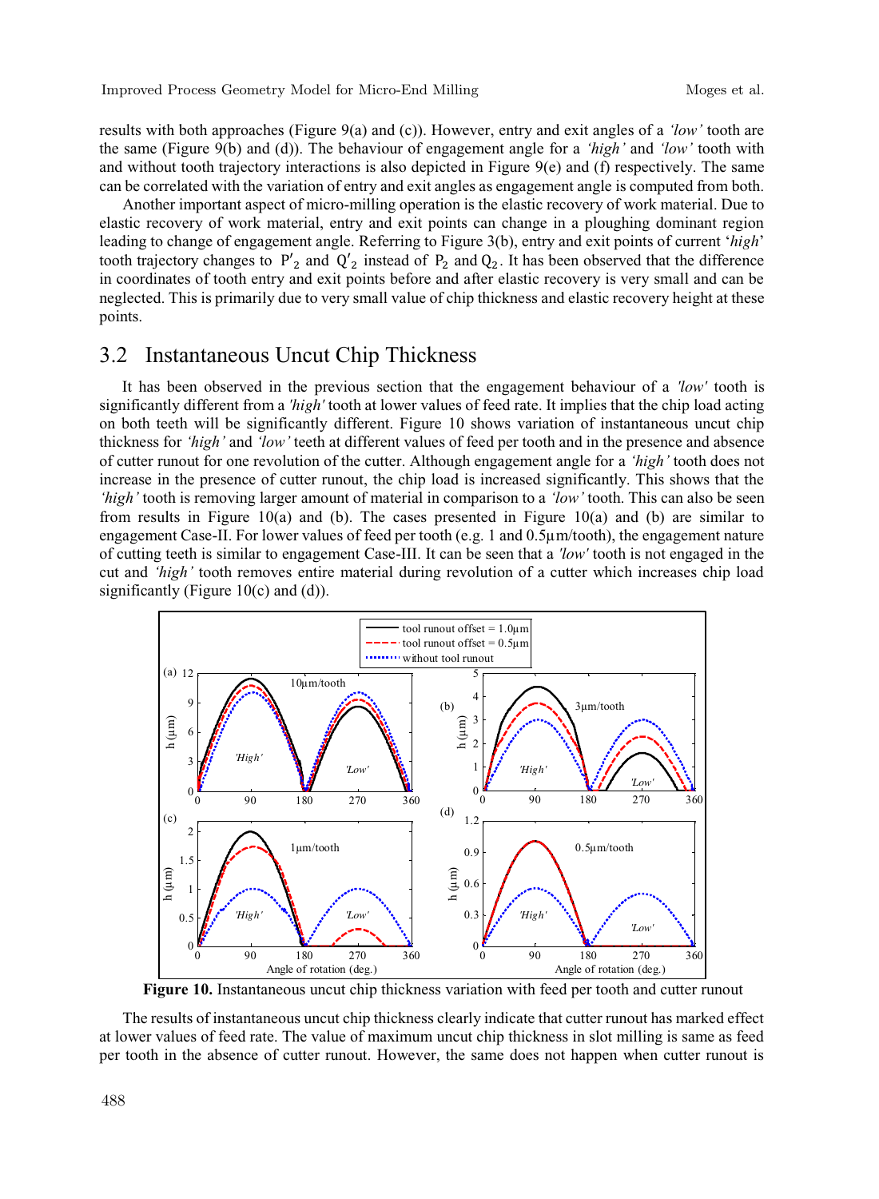results with both approaches (Figure 9(a) and (c)). However, entry and exit angles of a *'low'* tooth are the same (Figure 9(b) and (d)). The behaviour of engagement angle for a *'high'* and *'low'* tooth with and without tooth trajectory interactions is also depicted in Figure 9(e) and (f) respectively. The same can be correlated with the variation of entry and exit angles as engagement angle is computed from both.

Another important aspect of micro-milling operation is the elastic recovery of work material. Due to elastic recovery of work material, entry and exit points can change in a ploughing dominant region leading to change of engagement angle. Referring to Figure 3(b), entry and exit points of current '*high*' tooth trajectory changes to $P'_2$ and $Q'_2$ instead of $P_2$ and $Q_2$. It has been observed that the difference in coordinates of tooth entry and exit points before and after elastic recovery is very small and can be neglected. This is primarily due to very small value of chip thickness and elastic recovery height at these points.

## 3.2 Instantaneous Uncut Chip Thickness

It has been observed in the previous section that the engagement behaviour of a *'low'* tooth is significantly different from a *'high'* tooth at lower values of feed rate. It implies that the chip load acting on both teeth will be significantly different. Figure 10 shows variation of instantaneous uncut chip thickness for *'high'* and *'low'* teeth at different values of feed per tooth and in the presence and absence of cutter runout for one revolution of the cutter. Although engagement angle for a *'high'* tooth does not increase in the presence of cutter runout, the chip load is increased significantly. This shows that the *'high'* tooth is removing larger amount of material in comparison to a *'low'* tooth. This can also be seen from results in Figure 10(a) and (b). The cases presented in Figure 10(a) and (b) are similar to engagement Case-II. For lower values of feed per tooth (e.g. 1 and 0.5μm/tooth), the engagement nature of cutting teeth is similar to engagement Case-III. It can be seen that a *'low'* tooth is not engaged in the cut and *'high'* tooth removes entire material during revolution of a cutter which increases chip load significantly (Figure 10(c) and (d)).

**Figure 10.** Instantaneous uncut chip thickness variation with feed per tooth and cutter runout

The results of instantaneous uncut chip thickness clearly indicate that cutter runout has marked effect at lower values of feed rate. The value of maximum uncut chip thickness in slot milling is same as feed per tooth in the absence of cutter runout. However, the same does not happen when cutter runout is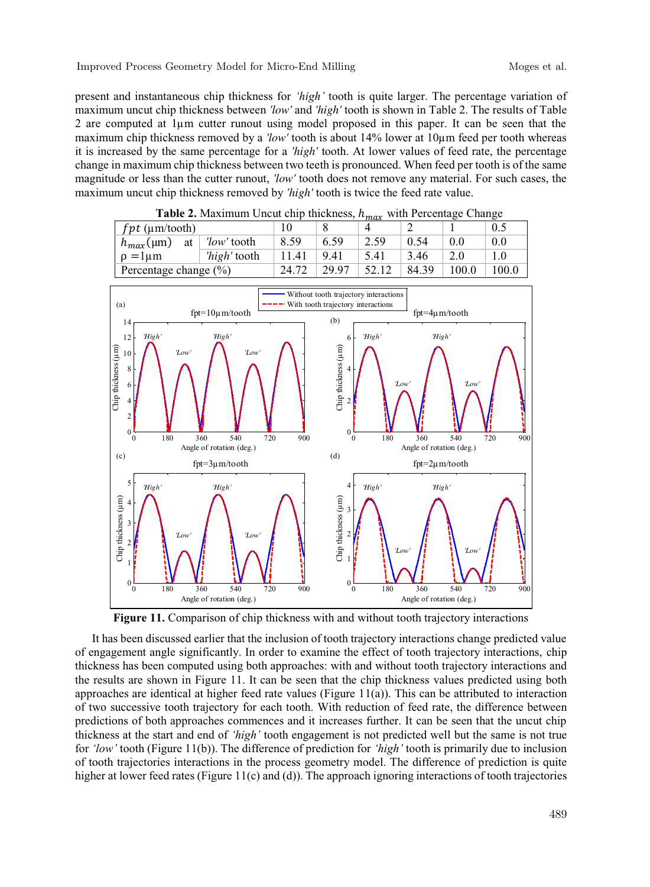present and instantaneous chip thickness for *'high'* tooth is quite larger. The percentage variation of maximum uncut chip thickness between *'low'* and *'high'* tooth is shown in Table 2. The results of Table 2 are computed at 1μm cutter runout using model proposed in this paper. It can be seen that the maximum chip thickness removed by a *'low'* tooth is about 14% lower at 10μm feed per tooth whereas it is increased by the same percentage for a *'high'* tooth. At lower values of feed rate, the percentage change in maximum chip thickness between two teeth is pronounced. When feed per tooth is of the same magnitude or less than the cutter runout, *'low'* tooth does not remove any material. For such cases, the maximum uncut chip thickness removed by *'high'* tooth is twice the feed rate value.

**Table 2.** Maximum Uncut chip thickness, $h_{max}$ with Percentage Change

| $fpt$ (μm/tooth) | | 10 | 8 | 4 | 2 | 1 | 0.5 |
|---|---|---|---|---|---|---|---|
| $h_{max}$(μm) at $\rho = 1\mu m$ | *'low'* tooth | 8.59 | 6.59 | 2.59 | 0.54 | 0.0 | 0.0 |
| | *'high'* tooth | 11.41 | 9.41 | 5.41 | 3.46 | 2.0 | 1.0 |
| Percentage change (%) | | 24.72 | 29.97 | 52.12 | 84.39 | 100.0 | 100.0 |

**Figure 11.** Comparison of chip thickness with and without tooth trajectory interactions

It has been discussed earlier that the inclusion of tooth trajectory interactions change predicted value of engagement angle significantly. In order to examine the effect of tooth trajectory interactions, chip thickness has been computed using both approaches: with and without tooth trajectory interactions and the results are shown in Figure 11. It can be seen that the chip thickness values predicted using both approaches are identical at higher feed rate values (Figure 11(a)). This can be attributed to interaction of two successive tooth trajectory for each tooth. With reduction of feed rate, the difference between predictions of both approaches commences and it increases further. It can be seen that the uncut chip thickness at the start and end of *'high'* tooth engagement is not predicted well but the same is not true for *'low'* tooth (Figure 11(b)). The difference of prediction for *'high'* tooth is primarily due to inclusion of tooth trajectories interactions in the process geometry model. The difference of prediction is quite higher at lower feed rates (Figure 11(c) and (d)). The approach ignoring interactions of tooth trajectories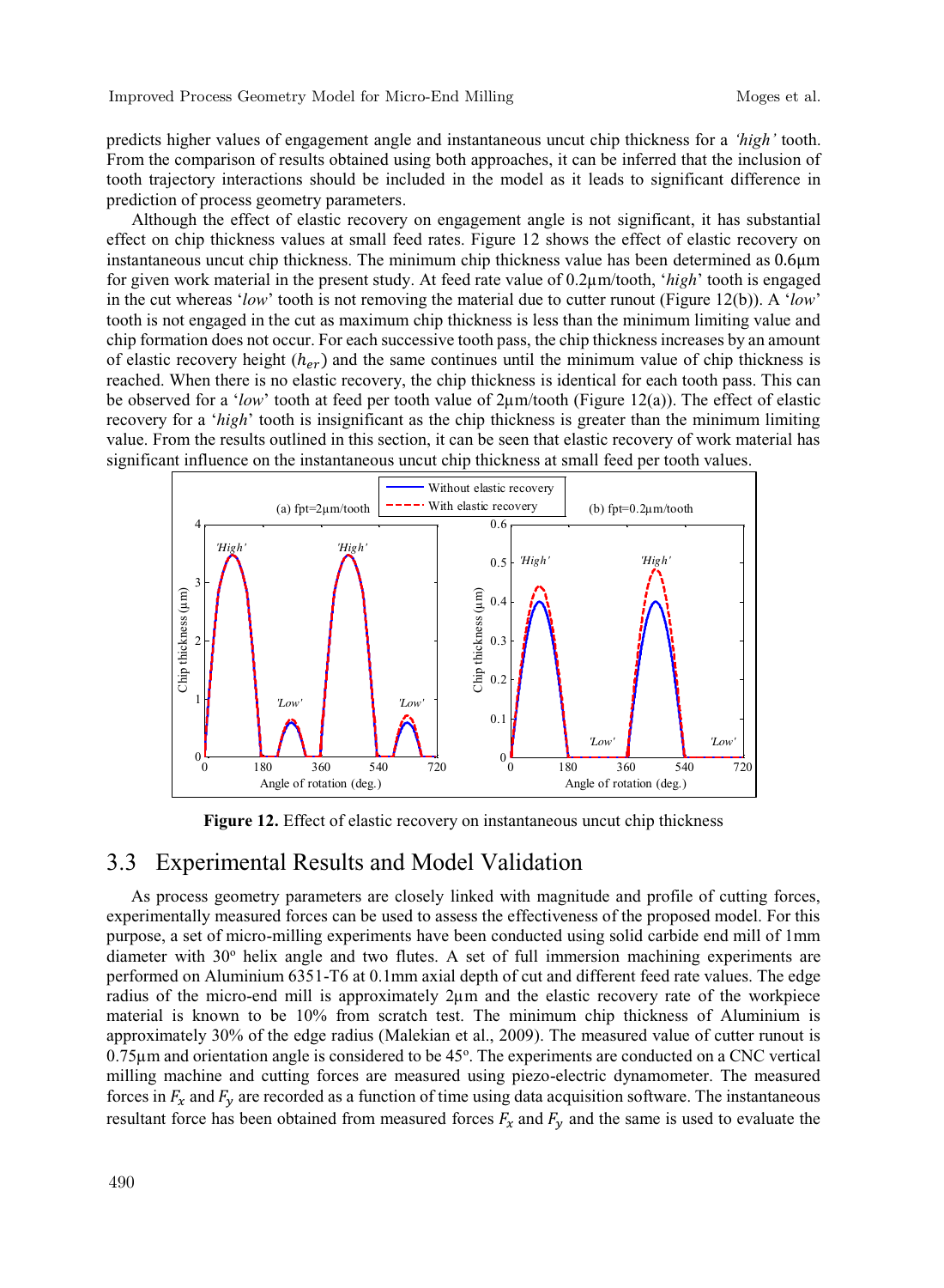predicts higher values of engagement angle and instantaneous uncut chip thickness for a *'high'* tooth. From the comparison of results obtained using both approaches, it can be inferred that the inclusion of tooth trajectory interactions should be included in the model as it leads to significant difference in prediction of process geometry parameters.

Although the effect of elastic recovery on engagement angle is not significant, it has substantial effect on chip thickness values at small feed rates. Figure 12 shows the effect of elastic recovery on instantaneous uncut chip thickness. The minimum chip thickness value has been determined as 0.6μm for given work material in the present study. At feed rate value of 0.2μm/tooth, '*high*' tooth is engaged in the cut whereas '*low*' tooth is not removing the material due to cutter runout (Figure 12(b)). A '*low*' tooth is not engaged in the cut as maximum chip thickness is less than the minimum limiting value and chip formation does not occur. For each successive tooth pass, the chip thickness increases by an amount of elastic recovery height ($h_{er}$) and the same continues until the minimum value of chip thickness is reached. When there is no elastic recovery, the chip thickness is identical for each tooth pass. This can be observed for a '*low*' tooth at feed per tooth value of 2μm/tooth (Figure 12(a)). The effect of elastic recovery for a '*high*' tooth is insignificant as the chip thickness is greater than the minimum limiting value. From the results outlined in this section, it can be seen that elastic recovery of work material has significant influence on the instantaneous uncut chip thickness at small feed per tooth values.

**Figure 12.** Effect of elastic recovery on instantaneous uncut chip thickness

## 3.3 Experimental Results and Model Validation

As process geometry parameters are closely linked with magnitude and profile of cutting forces, experimentally measured forces can be used to assess the effectiveness of the proposed model. For this purpose, a set of micro-milling experiments have been conducted using solid carbide end mill of 1mm diameter with 30° helix angle and two flutes. A set of full immersion machining experiments are performed on Aluminium 6351-T6 at 0.1mm axial depth of cut and different feed rate values. The edge radius of the micro-end mill is approximately 2μm and the elastic recovery rate of the workpiece material is known to be 10% from scratch test. The minimum chip thickness of Aluminium is approximately 30% of the edge radius (Malekian et al., 2009). The measured value of cutter runout is 0.75μm and orientation angle is considered to be 45°. The experiments are conducted on a CNC vertical milling machine and cutting forces are measured using piezo-electric dynamometer. The measured forces in $F_x$ and $F_y$ are recorded as a function of time using data acquisition software. The instantaneous resultant force has been obtained from measured forces $F_x$ and $F_y$ and the same is used to evaluate the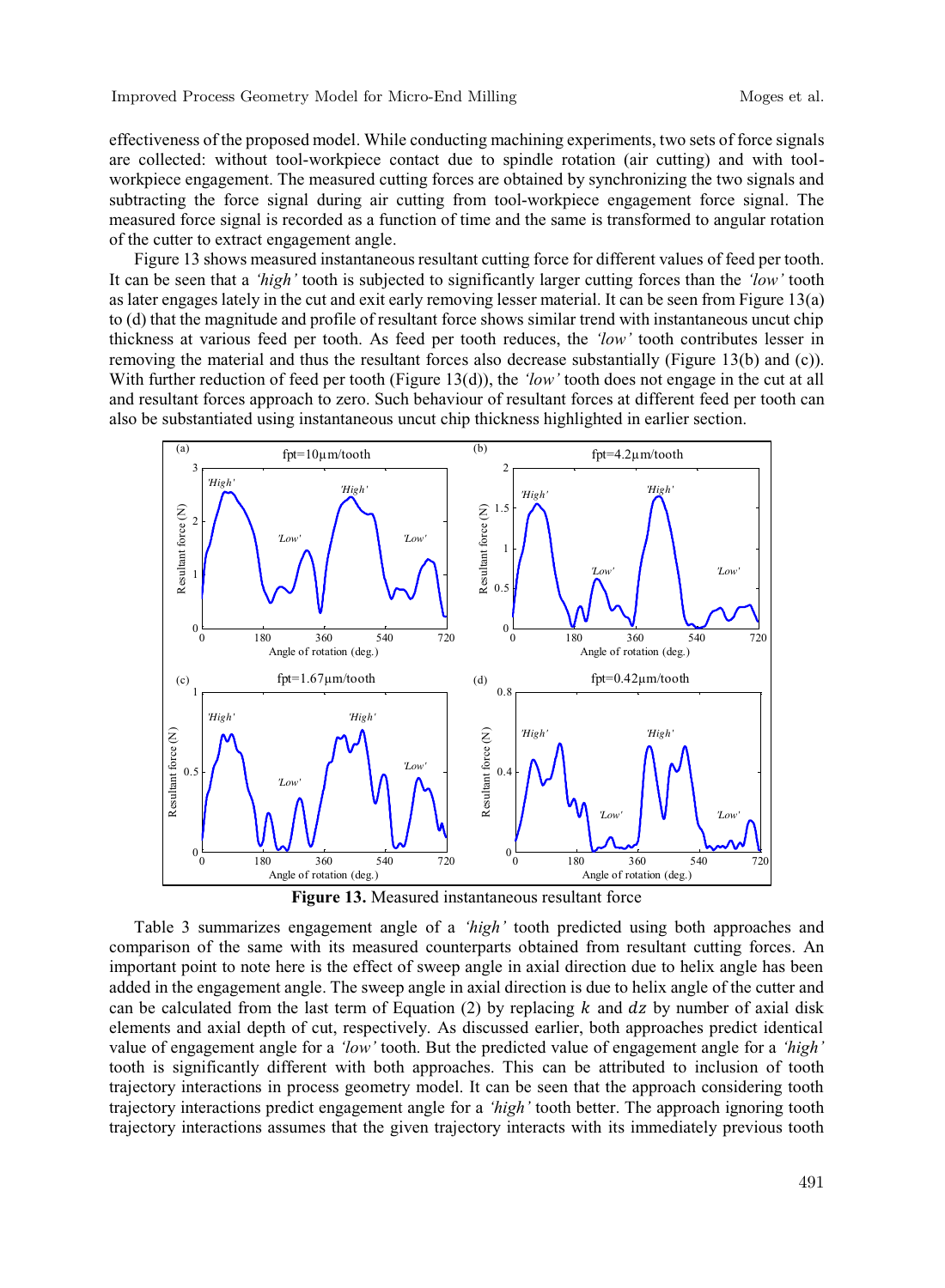effectiveness of the proposed model. While conducting machining experiments, two sets of force signals are collected: without tool-workpiece contact due to spindle rotation (air cutting) and with tool-workpiece engagement. The measured cutting forces are obtained by synchronizing the two signals and subtracting the force signal during air cutting from tool-workpiece engagement force signal. The measured force signal is recorded as a function of time and the same is transformed to angular rotation of the cutter to extract engagement angle.

Figure 13 shows measured instantaneous resultant cutting force for different values of feed per tooth. It can be seen that a *'high'* tooth is subjected to significantly larger cutting forces than the *'low'* tooth as later engages lately in the cut and exit early removing lesser material. It can be seen from Figure 13(a) to (d) that the magnitude and profile of resultant force shows similar trend with instantaneous uncut chip thickness at various feed per tooth. As feed per tooth reduces, the *'low'* tooth contributes lesser in removing the material and thus the resultant forces also decrease substantially (Figure 13(b) and (c)). With further reduction of feed per tooth (Figure 13(d)), the *'low'* tooth does not engage in the cut at all and resultant forces approach to zero. Such behaviour of resultant forces at different feed per tooth can also be substantiated using instantaneous uncut chip thickness highlighted in earlier section.

**Figure 13.** Measured instantaneous resultant force

Table 3 summarizes engagement angle of a *'high'* tooth predicted using both approaches and comparison of the same with its measured counterparts obtained from resultant cutting forces. An important point to note here is the effect of sweep angle in axial direction due to helix angle has been added in the engagement angle. The sweep angle in axial direction is due to helix angle of the cutter and can be calculated from the last term of Equation (2) by replacing $k$ and $dz$ by number of axial disk elements and axial depth of cut, respectively. As discussed earlier, both approaches predict identical value of engagement angle for a *'low'* tooth. But the predicted value of engagement angle for a *'high'* tooth is significantly different with both approaches. This can be attributed to inclusion of tooth trajectory interactions in process geometry model. It can be seen that the approach considering tooth trajectory interactions predict engagement angle for a *'high'* tooth better. The approach ignoring tooth trajectory interactions assumes that the given trajectory interacts with its immediately previous tooth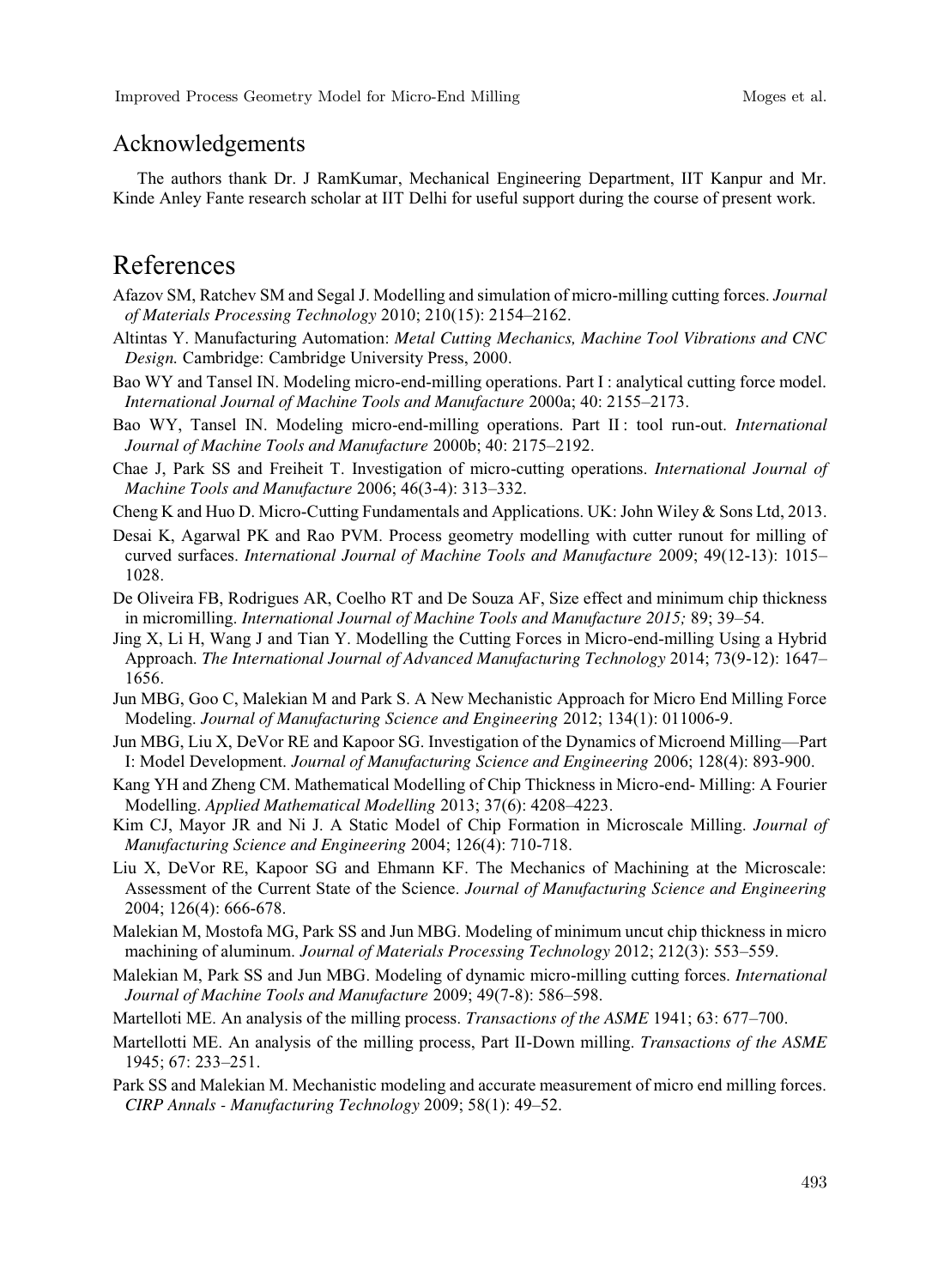## Acknowledgements

The authors thank Dr. J RamKumar, Mechanical Engineering Department, IIT Kanpur and Mr. Kinde Anley Fante research scholar at IIT Delhi for useful support during the course of present work.

# References

Afazov SM, Ratchev SM and Segal J. Modelling and simulation of micro-milling cutting forces. *Journal of Materials Processing Technology* 2010; 210(15): 2154–2162.

Altintas Y. Manufacturing Automation: *Metal Cutting Mechanics, Machine Tool Vibrations and CNC Design.* Cambridge: Cambridge University Press, 2000.

Bao WY and Tansel IN. Modeling micro-end-milling operations. Part I : analytical cutting force model. *International Journal of Machine Tools and Manufacture* 2000a; 40: 2155–2173.

Bao WY, Tansel IN. Modeling micro-end-milling operations. Part II : tool run-out. *International Journal of Machine Tools and Manufacture* 2000b; 40: 2175–2192.

Chae J, Park SS and Freiheit T. Investigation of micro-cutting operations. *International Journal of Machine Tools and Manufacture* 2006; 46(3-4): 313–332.

Cheng K and Huo D. Micro-Cutting Fundamentals and Applications. UK: John Wiley & Sons Ltd, 2013.

Desai K, Agarwal PK and Rao PVM. Process geometry modelling with cutter runout for milling of curved surfaces. *International Journal of Machine Tools and Manufacture* 2009; 49(12-13): 1015–1028.

De Oliveira FB, Rodrigues AR, Coelho RT and De Souza AF, Size effect and minimum chip thickness in micromilling. *International Journal of Machine Tools and Manufacture 2015;* 89; 39–54.

Jing X, Li H, Wang J and Tian Y. Modelling the Cutting Forces in Micro-end-milling Using a Hybrid Approach. *The International Journal of Advanced Manufacturing Technology* 2014; 73(9-12): 1647–1656.

Jun MBG, Goo C, Malekian M and Park S. A New Mechanistic Approach for Micro End Milling Force Modeling. *Journal of Manufacturing Science and Engineering* 2012; 134(1): 011006-9.

Jun MBG, Liu X, DeVor RE and Kapoor SG. Investigation of the Dynamics of Microend Milling—Part I: Model Development. *Journal of Manufacturing Science and Engineering* 2006; 128(4): 893-900.

Kang YH and Zheng CM. Mathematical Modelling of Chip Thickness in Micro-end- Milling: A Fourier Modelling. *Applied Mathematical Modelling* 2013; 37(6): 4208–4223.

Kim CJ, Mayor JR and Ni J. A Static Model of Chip Formation in Microscale Milling. *Journal of Manufacturing Science and Engineering* 2004; 126(4): 710-718.

Liu X, DeVor RE, Kapoor SG and Ehmann KF. The Mechanics of Machining at the Microscale: Assessment of the Current State of the Science. *Journal of Manufacturing Science and Engineering* 2004; 126(4): 666-678.

Malekian M, Mostofa MG, Park SS and Jun MBG. Modeling of minimum uncut chip thickness in micro machining of aluminum. *Journal of Materials Processing Technology* 2012; 212(3): 553–559.

Malekian M, Park SS and Jun MBG. Modeling of dynamic micro-milling cutting forces. *International Journal of Machine Tools and Manufacture* 2009; 49(7-8): 586–598.

Martelloti ME. An analysis of the milling process. *Transactions of the ASME* 1941; 63: 677–700.

Martellotti ME. An analysis of the milling process, Part II-Down milling. *Transactions of the ASME* 1945; 67: 233–251.

Park SS and Malekian M. Mechanistic modeling and accurate measurement of micro end milling forces. *CIRP Annals - Manufacturing Technology* 2009; 58(1): 49–52.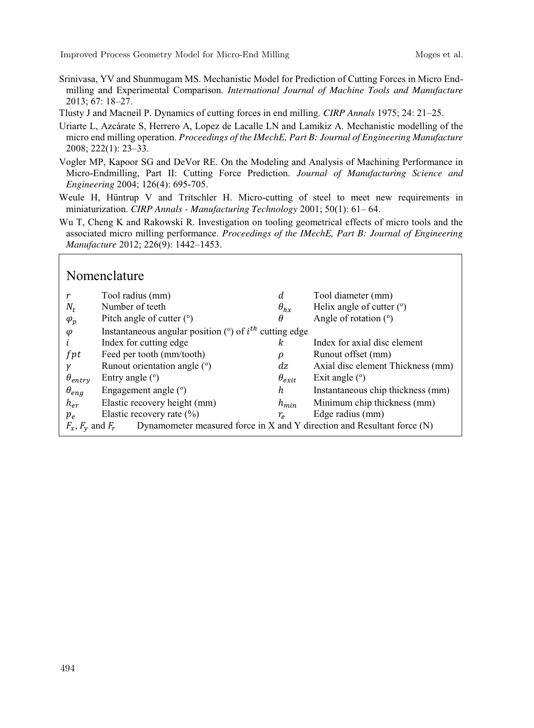Srinivasa, YV and Shunmugam MS. Mechanistic Model for Prediction of Cutting Forces in Micro End-milling and Experimental Comparison. *International Journal of Machine Tools and Manufacture* 2013; 67: 18–27.

Tlusty J and Macneil P. Dynamics of cutting forces in end milling. *CIRP Annals* 1975; 24: 21–25.

Uriarte L, Azcárate S, Herrero A, Lopez de Lacalle LN and Lamikiz A. Mechanistic modelling of the micro end milling operation. *Proceedings of the IMechE, Part B: Journal of Engineering Manufacture* 2008; 222(1): 23–33.

Vogler MP, Kapoor SG and DeVor RE. On the Modeling and Analysis of Machining Performance in Micro-Endmilling, Part II: Cutting Force Prediction. *Journal of Manufacturing Science and Engineering* 2004; 126(4): 695-705.

Weule H, Hüntrup V and Tritschler H. Micro-cutting of steel to meet new requirements in miniaturization. *CIRP Annals - Manufacturing Technology* 2001; 50(1): 61– 64.

Wu T, Cheng K and Rakowski R. Investigation on tooling geometrical effects of micro tools and the associated micro milling performance. *Proceedings of the IMechE, Part B: Journal of Engineering Manufacture* 2012; 226(9): 1442–1453.

## Nomenclature

| | | | |
|---|---|---|---|
| $r$ | Tool radius (mm) | $d$ | Tool diameter (mm) |
| $N_t$ | Number of teeth | $\theta_{hx}$ | Helix angle of cutter (°) |
| $\varphi_p$ | Pitch angle of cutter (°) | $\theta$ | Angle of rotation (°) |
| $\varphi$ | Instantaneous angular position (°) of $i^{th}$ cutting edge | | |
| $i$ | Index for cutting edge | $k$ | Index for axial disc element |
| $fpt$ | Feed per tooth (mm/tooth) | $\rho$ | Runout offset (mm) |
| $\gamma$ | Runout orientation angle (°) | $dz$ | Axial disc element Thickness (mm) |
| $\theta_{entry}$ | Entry angle (°) | $\theta_{exit}$ | Exit angle (°) |
| $\theta_{eng}$ | Engagement angle (°) | $h$ | Instantaneous chip thickness (mm) |
| $h_{er}$ | Elastic recovery height (mm) | $h_{min}$ | Minimum chip thickness (mm) |
| $p_e$ | Elastic recovery rate (%) | $r_e$ | Edge radius (mm) |
| $F_x$, $F_y$ and $F_r$ | Dynamometer measured force in X and Y direction and Resultant force (N) | | |